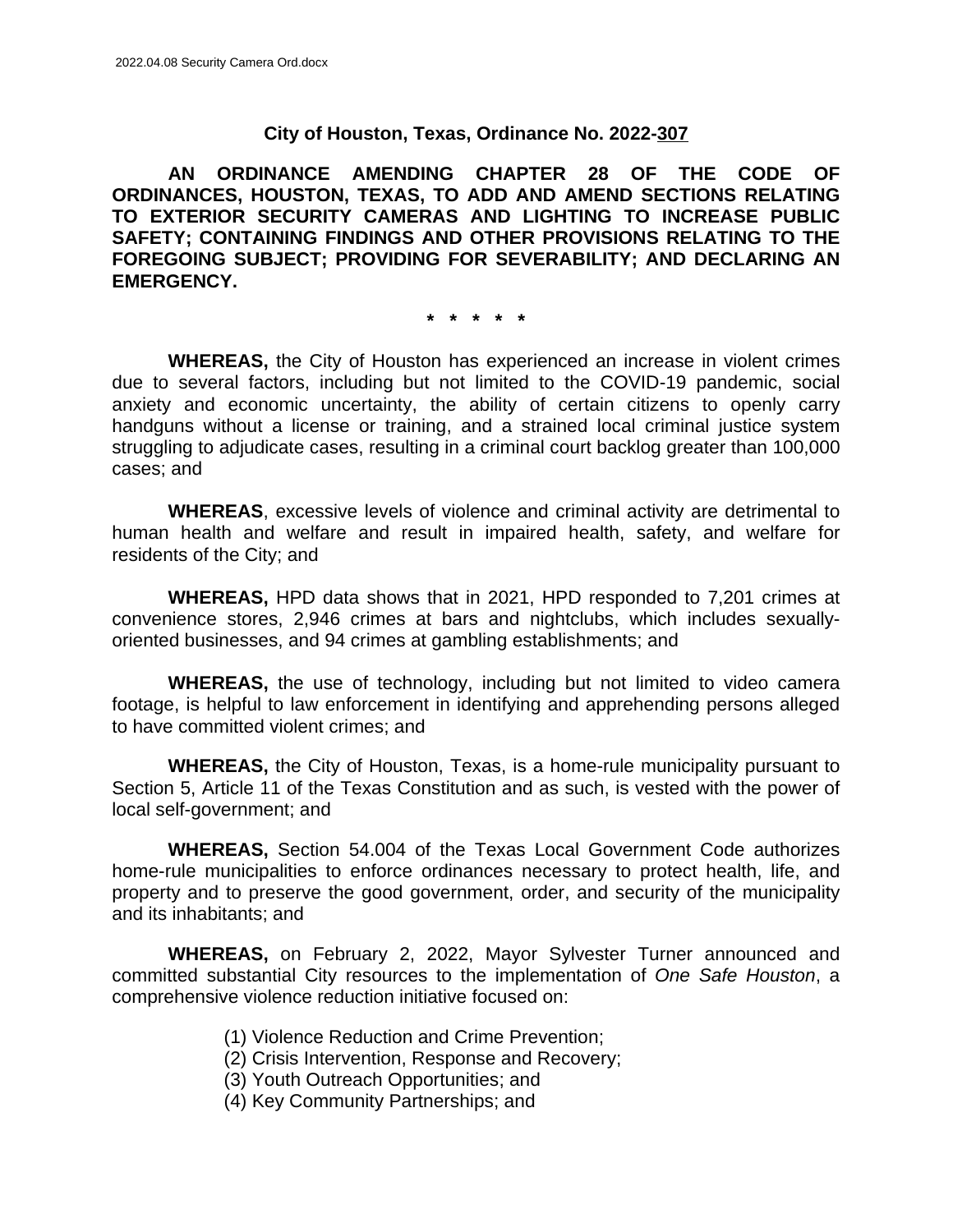2022.04.08 Security Camera Ord.docx

# City of Houston, Texas, Ordinance No. 2022-307

**AN ORDINANCE AMENDING CHAPTER 28 OF THE CODE OF ORDINANCES, HOUSTON, TEXAS, TO ADD AND AMEND SECTIONS RELATING TO EXTERIOR SECURITY CAMERAS AND LIGHTING TO INCREASE PUBLIC SAFETY; CONTAINING FINDINGS AND OTHER PROVISIONS RELATING TO THE FOREGOING SUBJECT; PROVIDING FOR SEVERABILITY; AND DECLARING AN EMERGENCY.**

**\* \* \* \* \***

**WHEREAS,** the City of Houston has experienced an increase in violent crimes due to several factors, including but not limited to the COVID-19 pandemic, social anxiety and economic uncertainty, the ability of certain citizens to openly carry handguns without a license or training, and a strained local criminal justice system struggling to adjudicate cases, resulting in a criminal court backlog greater than 100,000 cases; and

**WHEREAS**, excessive levels of violence and criminal activity are detrimental to human health and welfare and result in impaired health, safety, and welfare for residents of the City; and

**WHEREAS,** HPD data shows that in 2021, HPD responded to 7,201 crimes at convenience stores, 2,946 crimes at bars and nightclubs, which includes sexually-oriented businesses, and 94 crimes at gambling establishments; and

**WHEREAS,** the use of technology, including but not limited to video camera footage, is helpful to law enforcement in identifying and apprehending persons alleged to have committed violent crimes; and

**WHEREAS,** the City of Houston, Texas, is a home-rule municipality pursuant to Section 5, Article 11 of the Texas Constitution and as such, is vested with the power of local self-government; and

**WHEREAS,** Section 54.004 of the Texas Local Government Code authorizes home-rule municipalities to enforce ordinances necessary to protect health, life, and property and to preserve the good government, order, and security of the municipality and its inhabitants; and

**WHEREAS,** on February 2, 2022, Mayor Sylvester Turner announced and committed substantial City resources to the implementation of *One Safe Houston*, a comprehensive violence reduction initiative focused on:

(1) Violence Reduction and Crime Prevention;
(2) Crisis Intervention, Response and Recovery;
(3) Youth Outreach Opportunities; and
(4) Key Community Partnerships; and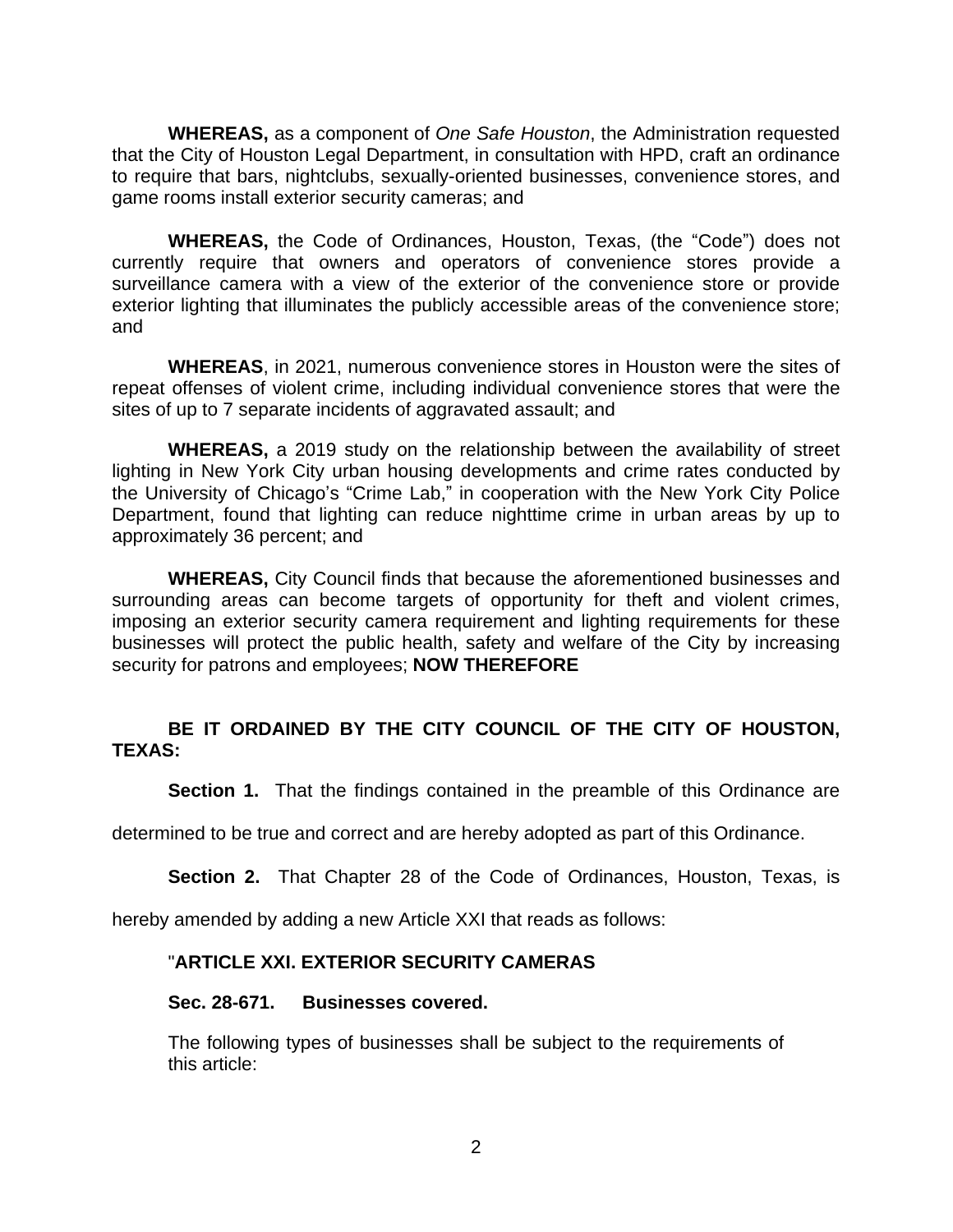**WHEREAS,** as a component of *One Safe Houston*, the Administration requested that the City of Houston Legal Department, in consultation with HPD, craft an ordinance to require that bars, nightclubs, sexually-oriented businesses, convenience stores, and game rooms install exterior security cameras; and

**WHEREAS,** the Code of Ordinances, Houston, Texas, (the "Code") does not currently require that owners and operators of convenience stores provide a surveillance camera with a view of the exterior of the convenience store or provide exterior lighting that illuminates the publicly accessible areas of the convenience store; and

**WHEREAS**, in 2021, numerous convenience stores in Houston were the sites of repeat offenses of violent crime, including individual convenience stores that were the sites of up to 7 separate incidents of aggravated assault; and

**WHEREAS,** a 2019 study on the relationship between the availability of street lighting in New York City urban housing developments and crime rates conducted by the University of Chicago's "Crime Lab," in cooperation with the New York City Police Department, found that lighting can reduce nighttime crime in urban areas by up to approximately 36 percent; and

**WHEREAS,** City Council finds that because the aforementioned businesses and surrounding areas can become targets of opportunity for theft and violent crimes, imposing an exterior security camera requirement and lighting requirements for these businesses will protect the public health, safety and welfare of the City by increasing security for patrons and employees; **NOW THEREFORE**

**BE IT ORDAINED BY THE CITY COUNCIL OF THE CITY OF HOUSTON, TEXAS:**

**Section 1.** That the findings contained in the preamble of this Ordinance are determined to be true and correct and are hereby adopted as part of this Ordinance.

**Section 2.** That Chapter 28 of the Code of Ordinances, Houston, Texas, is hereby amended by adding a new Article XXI that reads as follows:

"**ARTICLE XXI. EXTERIOR SECURITY CAMERAS**

**Sec. 28-671. Businesses covered.**

The following types of businesses shall be subject to the requirements of this article: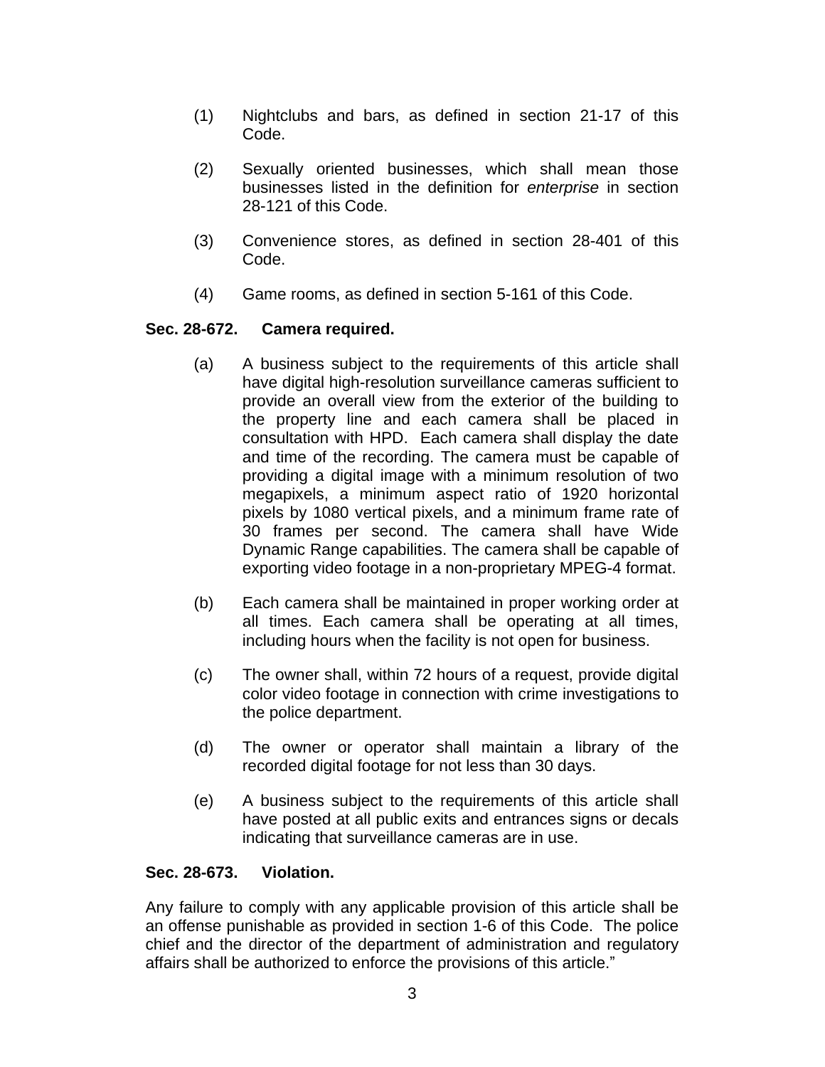(1) Nightclubs and bars, as defined in section 21-17 of this Code.

(2) Sexually oriented businesses, which shall mean those businesses listed in the definition for *enterprise* in section 28-121 of this Code.

(3) Convenience stores, as defined in section 28-401 of this Code.

(4) Game rooms, as defined in section 5-161 of this Code.

**Sec. 28-672. Camera required.**

(a) A business subject to the requirements of this article shall have digital high-resolution surveillance cameras sufficient to provide an overall view from the exterior of the building to the property line and each camera shall be placed in consultation with HPD. Each camera shall display the date and time of the recording. The camera must be capable of providing a digital image with a minimum resolution of two megapixels, a minimum aspect ratio of 1920 horizontal pixels by 1080 vertical pixels, and a minimum frame rate of 30 frames per second. The camera shall have Wide Dynamic Range capabilities. The camera shall be capable of exporting video footage in a non-proprietary MPEG-4 format.

(b) Each camera shall be maintained in proper working order at all times. Each camera shall be operating at all times, including hours when the facility is not open for business.

(c) The owner shall, within 72 hours of a request, provide digital color video footage in connection with crime investigations to the police department.

(d) The owner or operator shall maintain a library of the recorded digital footage for not less than 30 days.

(e) A business subject to the requirements of this article shall have posted at all public exits and entrances signs or decals indicating that surveillance cameras are in use.

**Sec. 28-673. Violation.**

Any failure to comply with any applicable provision of this article shall be an offense punishable as provided in section 1-6 of this Code. The police chief and the director of the department of administration and regulatory affairs shall be authorized to enforce the provisions of this article."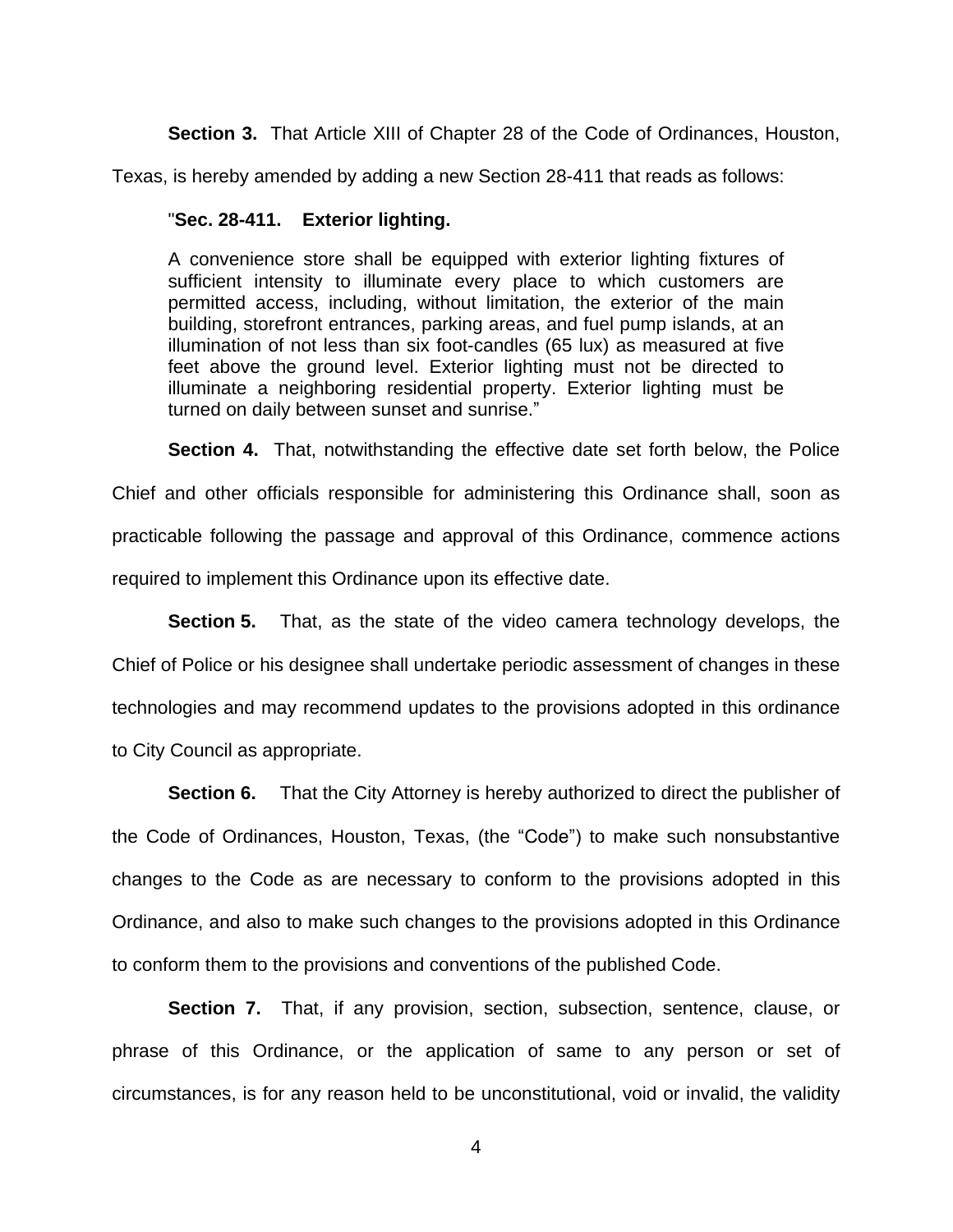**Section 3.** That Article XIII of Chapter 28 of the Code of Ordinances, Houston, Texas, is hereby amended by adding a new Section 28-411 that reads as follows:

> "**Sec. 28-411. Exterior lighting.**
>
> A convenience store shall be equipped with exterior lighting fixtures of sufficient intensity to illuminate every place to which customers are permitted access, including, without limitation, the exterior of the main building, storefront entrances, parking areas, and fuel pump islands, at an illumination of not less than six foot-candles (65 lux) as measured at five feet above the ground level. Exterior lighting must not be directed to illuminate a neighboring residential property. Exterior lighting must be turned on daily between sunset and sunrise."

**Section 4.** That, notwithstanding the effective date set forth below, the Police Chief and other officials responsible for administering this Ordinance shall, soon as practicable following the passage and approval of this Ordinance, commence actions required to implement this Ordinance upon its effective date.

**Section 5.** That, as the state of the video camera technology develops, the Chief of Police or his designee shall undertake periodic assessment of changes in these technologies and may recommend updates to the provisions adopted in this ordinance to City Council as appropriate.

**Section 6.** That the City Attorney is hereby authorized to direct the publisher of the Code of Ordinances, Houston, Texas, (the "Code") to make such nonsubstantive changes to the Code as are necessary to conform to the provisions adopted in this Ordinance, and also to make such changes to the provisions adopted in this Ordinance to conform them to the provisions and conventions of the published Code.

**Section 7.** That, if any provision, section, subsection, sentence, clause, or phrase of this Ordinance, or the application of same to any person or set of circumstances, is for any reason held to be unconstitutional, void or invalid, the validity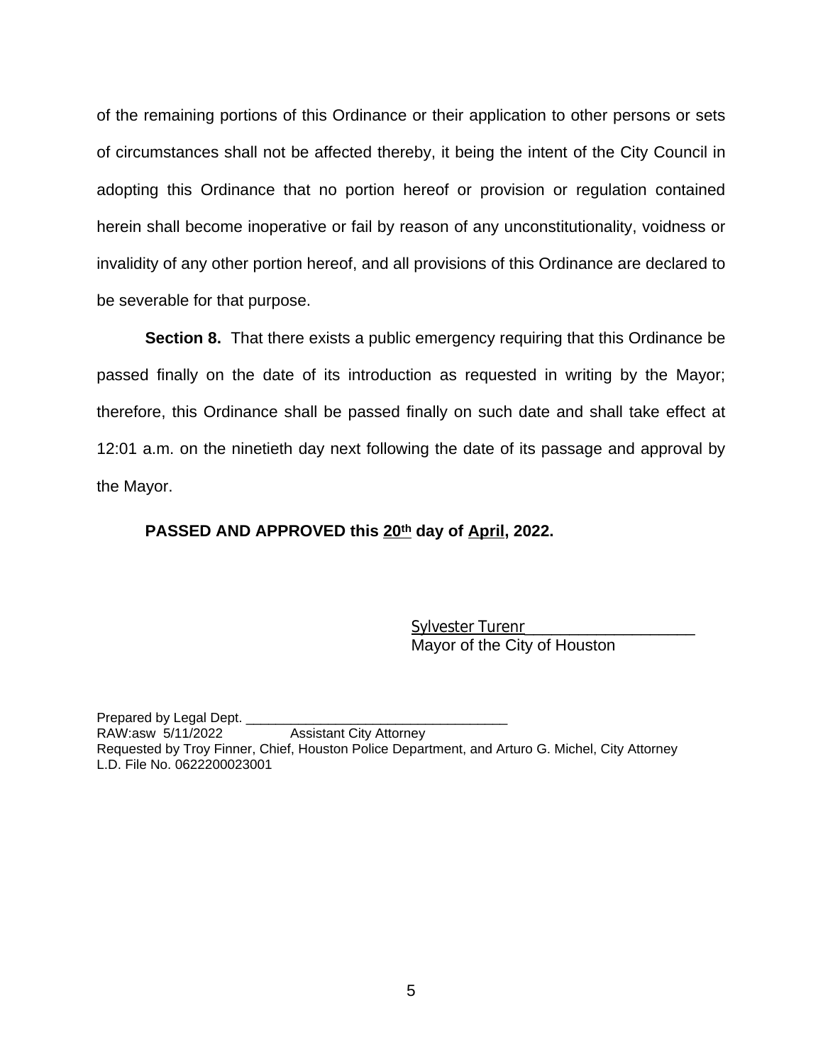of the remaining portions of this Ordinance or their application to other persons or sets of circumstances shall not be affected thereby, it being the intent of the City Council in adopting this Ordinance that no portion hereof or provision or regulation contained herein shall become inoperative or fail by reason of any unconstitutionality, voidness or invalidity of any other portion hereof, and all provisions of this Ordinance are declared to be severable for that purpose.

**Section 8.** That there exists a public emergency requiring that this Ordinance be passed finally on the date of its introduction as requested in writing by the Mayor; therefore, this Ordinance shall be passed finally on such date and shall take effect at 12:01 a.m. on the ninetieth day next following the date of its passage and approval by the Mayor.

**PASSED AND APPROVED this 20th day of April, 2022.**

Sylvester Turenr\_\_\_\_\_\_\_\_\_\_\_\_\_\_\_\_\_\_\_\_\_\_
Mayor of the City of Houston

Prepared by Legal Dept. \_\_\_\_\_\_\_\_\_\_\_\_\_\_\_\_\_\_\_\_\_\_\_\_\_\_\_\_\_\_\_\_\_\_\_\_
RAW:asw 5/11/2022 Assistant City Attorney
Requested by Troy Finner, Chief, Houston Police Department, and Arturo G. Michel, City Attorney
L.D. File No. 0622200023001